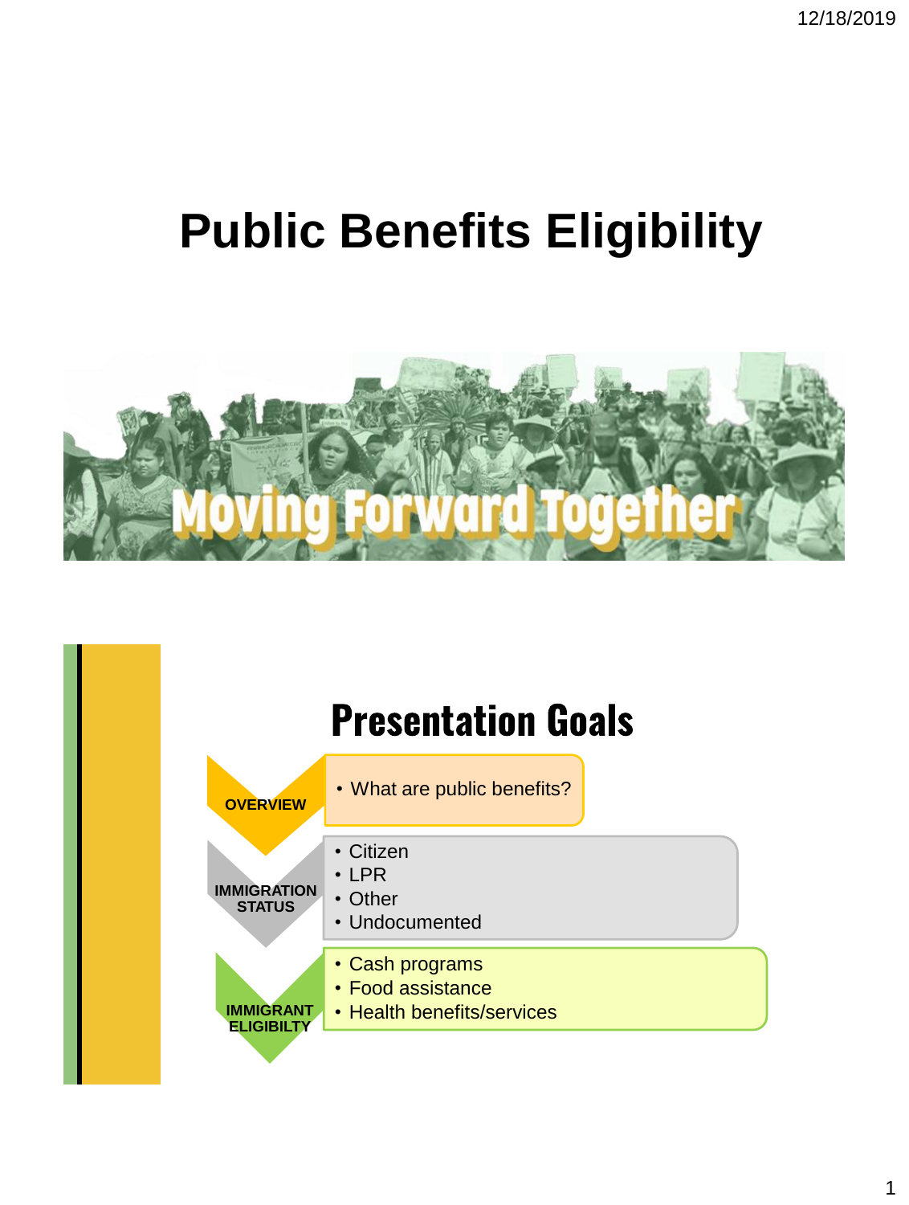# Public Benefits Eligibility

Moving Forward Together

## Presentation Goals

**OVERVIEW**
- What are public benefits?

**IMMIGRATION STATUS**
- Citizen
- LPR
- Other
- Undocumented

**IMMIGRANT ELIGIBILTY**
- Cash programs
- Food assistance
- Health benefits/services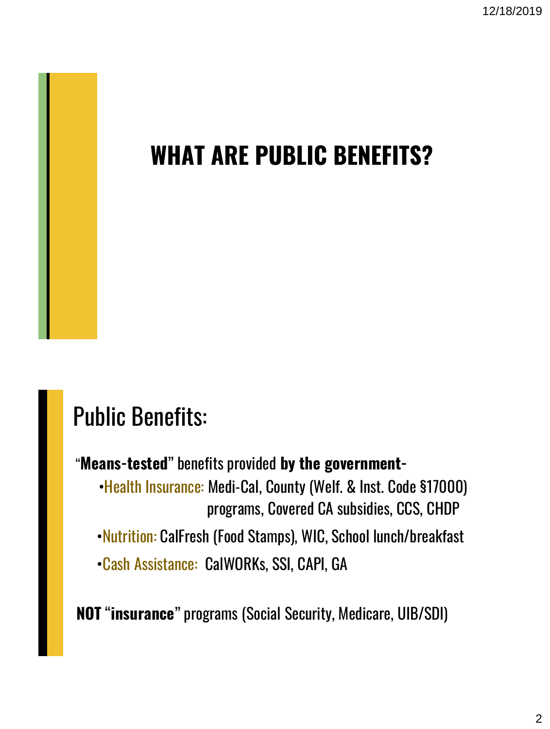# WHAT ARE PUBLIC BENEFITS?

## Public Benefits:

"**Means-tested**" benefits provided **by the government-**

- Health Insurance: Medi-Cal, County (Welf. & Inst. Code §17000) programs, Covered CA subsidies, CCS, CHDP
- Nutrition: CalFresh (Food Stamps), WIC, School lunch/breakfast
- Cash Assistance: CalWORKs, SSI, CAPI, GA

**NOT** "**insurance**" programs (Social Security, Medicare, UIB/SDI)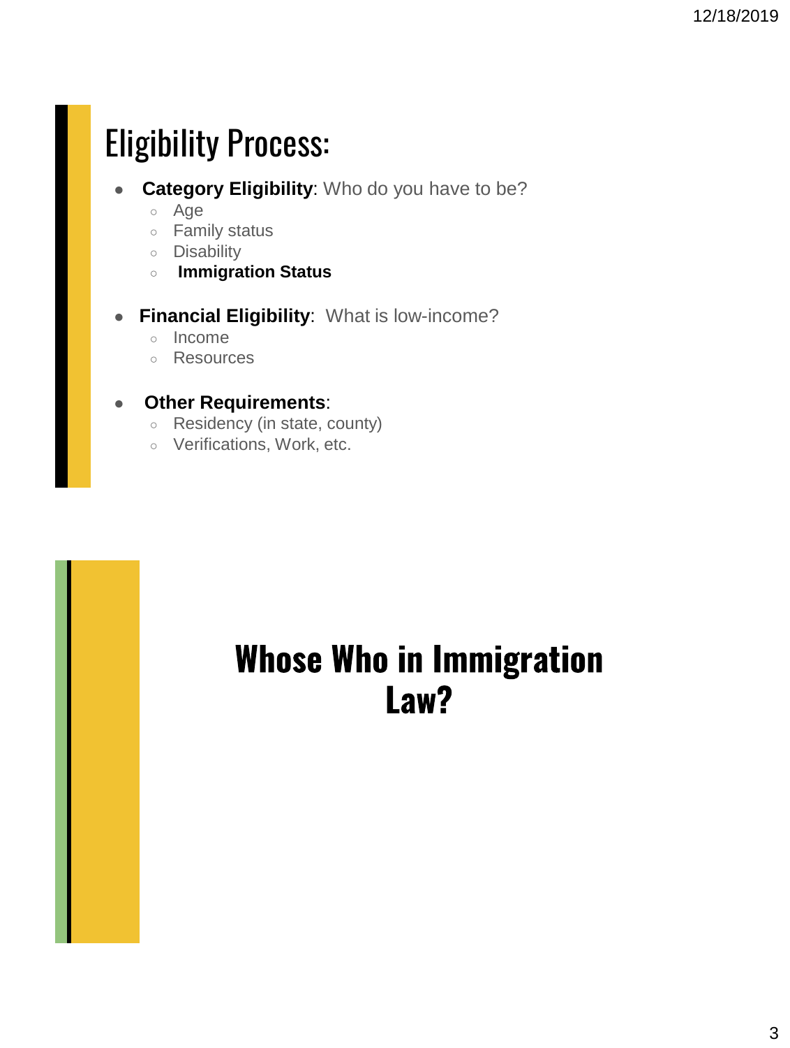# Eligibility Process:

- **Category Eligibility**: Who do you have to be?
  - Age
  - Family status
  - Disability
  - **Immigration Status**
- **Financial Eligibility**: What is low-income?
  - Income
  - Resources
- **Other Requirements**:
  - Residency (in state, county)
  - Verifications, Work, etc.

# Whose Who in Immigration Law?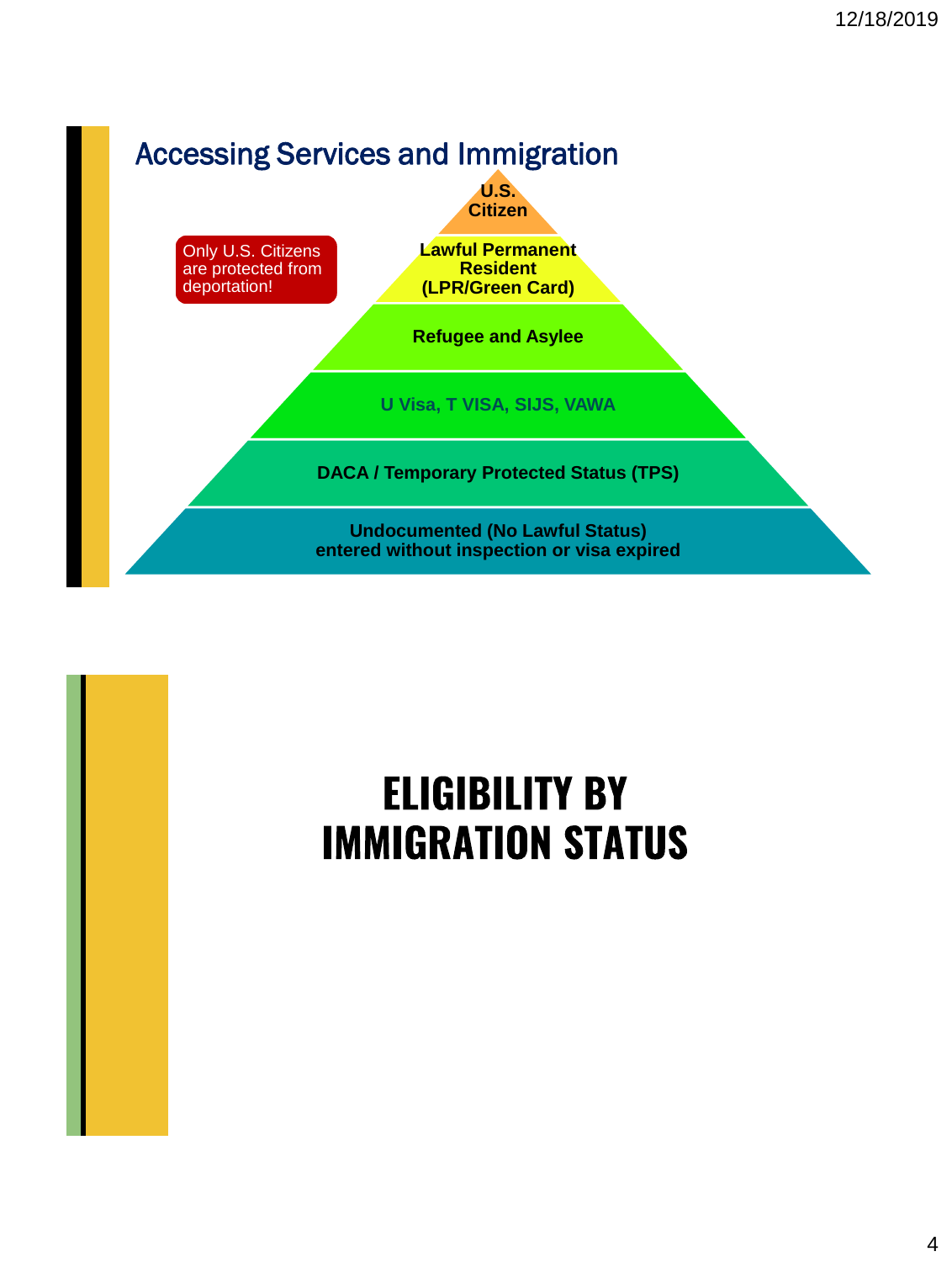## Accessing Services and Immigration

Only U.S. Citizens are protected from deportation!

- U.S. Citizen
- Lawful Permanent Resident (LPR/Green Card)
- Refugee and Asylee
- U Visa, T VISA, SIJS, VAWA
- DACA / Temporary Protected Status (TPS)
- Undocumented (No Lawful Status) entered without inspection or visa expired

# ELIGIBILITY BY IMMIGRATION STATUS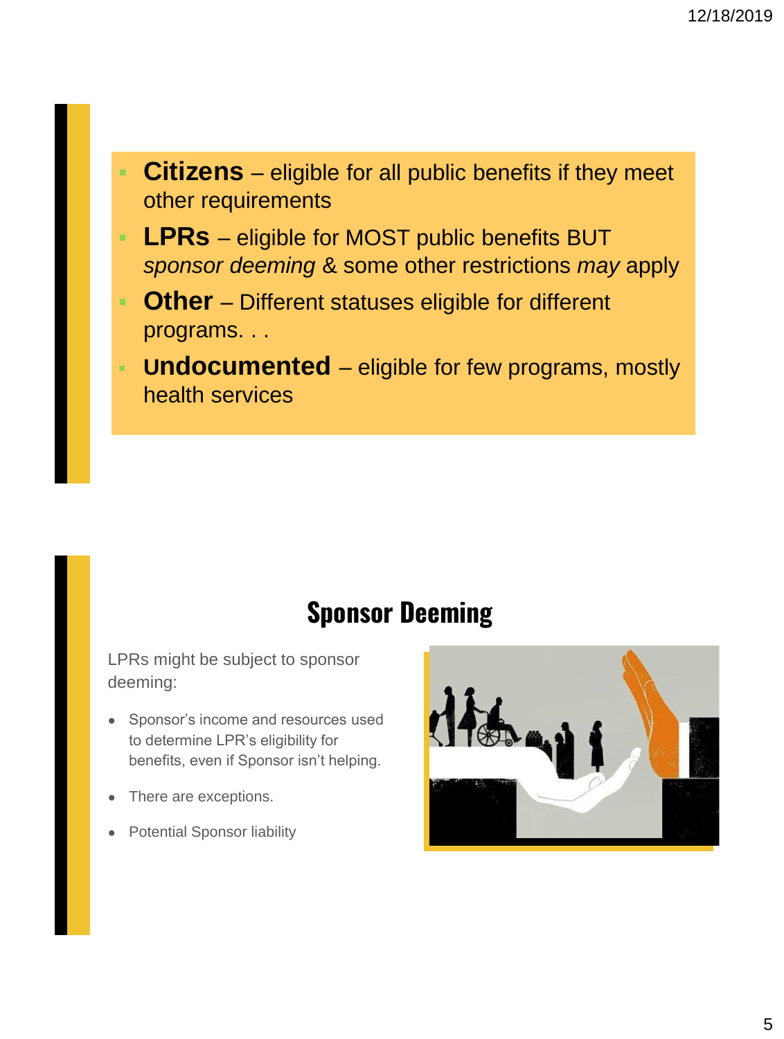- **Citizens** – eligible for all public benefits if they meet other requirements
- **LPRs** – eligible for MOST public benefits BUT *sponsor deeming* & some other restrictions *may* apply
- **Other** – Different statuses eligible for different programs. . .
- **Undocumented** – eligible for few programs, mostly health services

## Sponsor Deeming

LPRs might be subject to sponsor deeming:

- Sponsor's income and resources used to determine LPR's eligibility for benefits, even if Sponsor isn't helping.
- There are exceptions.
- Potential Sponsor liability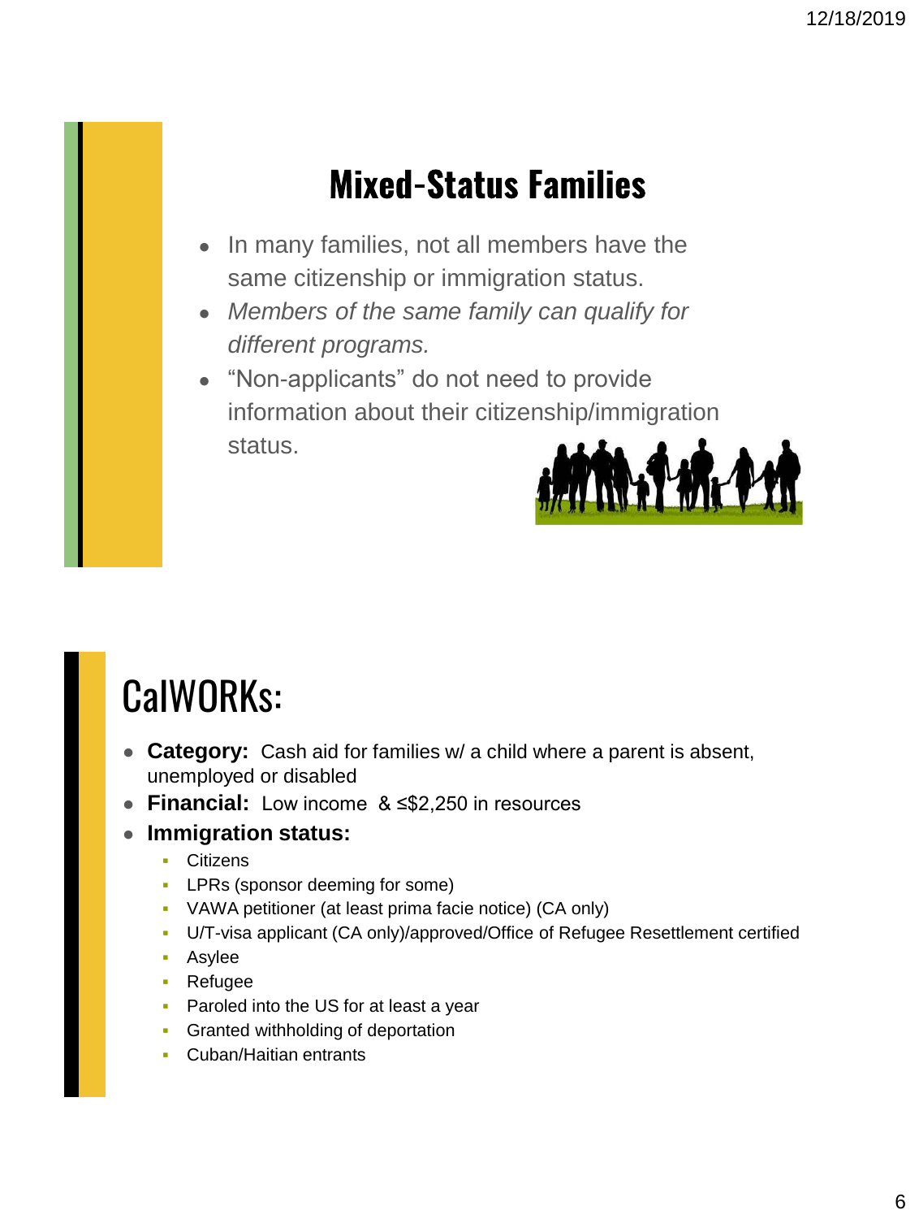# Mixed-Status Families

- In many families, not all members have the same citizenship or immigration status.
- *Members of the same family can qualify for different programs.*
- "Non-applicants" do not need to provide information about their citizenship/immigration status.

# CalWORKs:

- **Category:** Cash aid for families w/ a child where a parent is absent, unemployed or disabled
- **Financial:** Low income & ≤$2,250 in resources
- **Immigration status:**
  - Citizens
  - LPRs (sponsor deeming for some)
  - VAWA petitioner (at least prima facie notice) (CA only)
  - U/T-visa applicant (CA only)/approved/Office of Refugee Resettlement certified
  - Asylee
  - Refugee
  - Paroled into the US for at least a year
  - Granted withholding of deportation
  - Cuban/Haitian entrants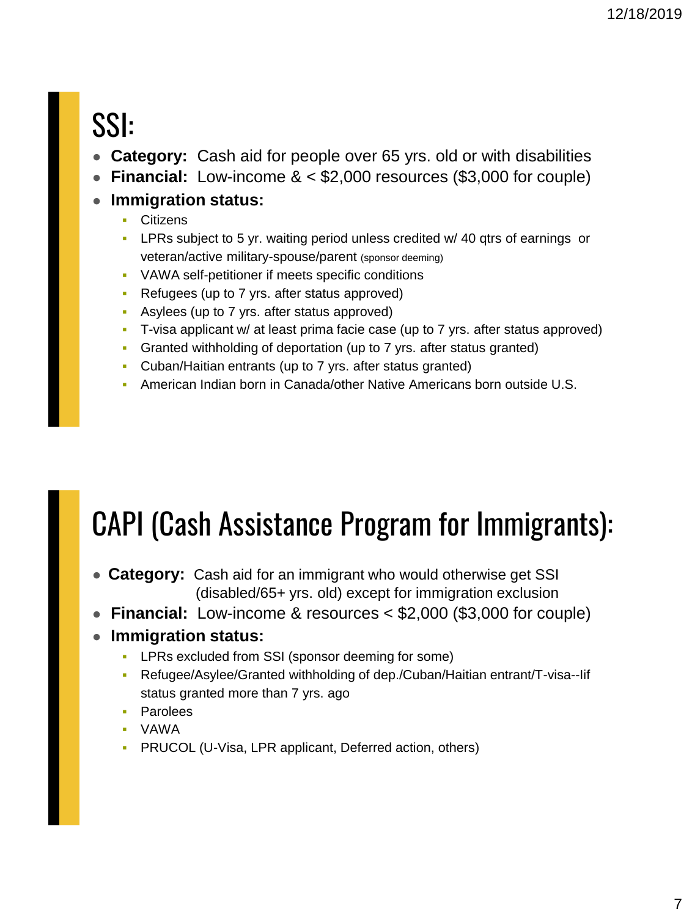## SSI:

- **Category:** Cash aid for people over 65 yrs. old or with disabilities
- **Financial:** Low-income & < $2,000 resources ($3,000 for couple)
- **Immigration status:**
  - Citizens
  - LPRs subject to 5 yr. waiting period unless credited w/ 40 qtrs of earnings or veteran/active military-spouse/parent (sponsor deeming)
  - VAWA self-petitioner if meets specific conditions
  - Refugees (up to 7 yrs. after status approved)
  - Asylees (up to 7 yrs. after status approved)
  - T-visa applicant w/ at least prima facie case (up to 7 yrs. after status approved)
  - Granted withholding of deportation (up to 7 yrs. after status granted)
  - Cuban/Haitian entrants (up to 7 yrs. after status granted)
  - American Indian born in Canada/other Native Americans born outside U.S.

## CAPI (Cash Assistance Program for Immigrants):

- **Category:** Cash aid for an immigrant who would otherwise get SSI (disabled/65+ yrs. old) except for immigration exclusion
- **Financial:** Low-income & resources < $2,000 ($3,000 for couple)
- **Immigration status:**
  - LPRs excluded from SSI (sponsor deeming for some)
  - Refugee/Asylee/Granted withholding of dep./Cuban/Haitian entrant/T-visa--Iif status granted more than 7 yrs. ago
  - Parolees
  - VAWA
  - PRUCOL (U-Visa, LPR applicant, Deferred action, others)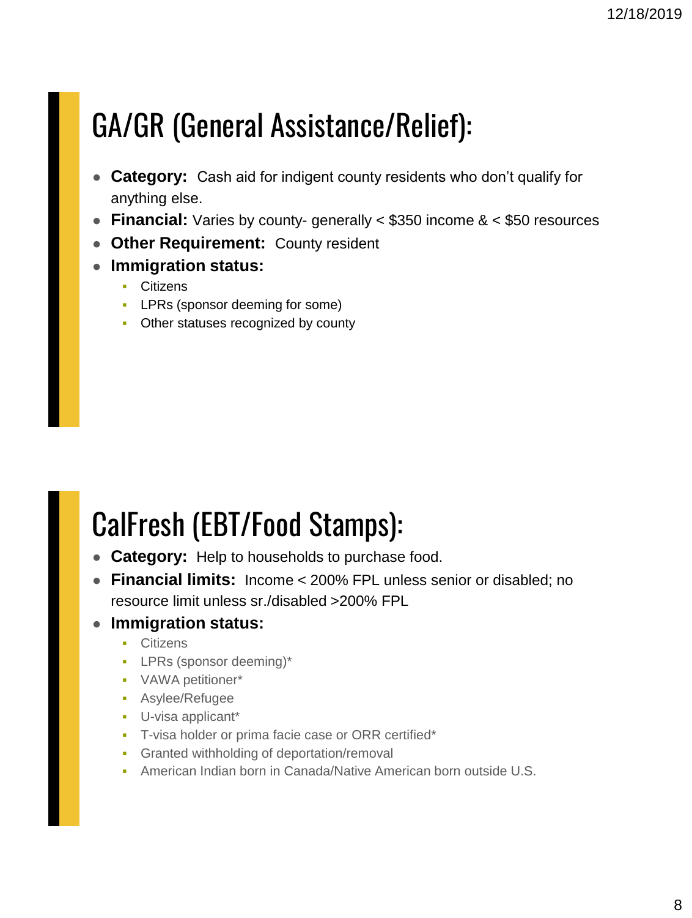## GA/GR (General Assistance/Relief):

- **Category:** Cash aid for indigent county residents who don't qualify for anything else.
- **Financial:** Varies by county- generally < $350 income & < $50 resources
- **Other Requirement:** County resident
- **Immigration status:**
  - Citizens
  - LPRs (sponsor deeming for some)
  - Other statuses recognized by county

## CalFresh (EBT/Food Stamps):

- **Category:** Help to households to purchase food.
- **Financial limits:** Income < 200% FPL unless senior or disabled; no resource limit unless sr./disabled >200% FPL
- **Immigration status:**
  - Citizens
  - LPRs (sponsor deeming)*
  - VAWA petitioner*
  - Asylee/Refugee
  - U-visa applicant*
  - T-visa holder or prima facie case or ORR certified*
  - Granted withholding of deportation/removal
  - American Indian born in Canada/Native American born outside U.S.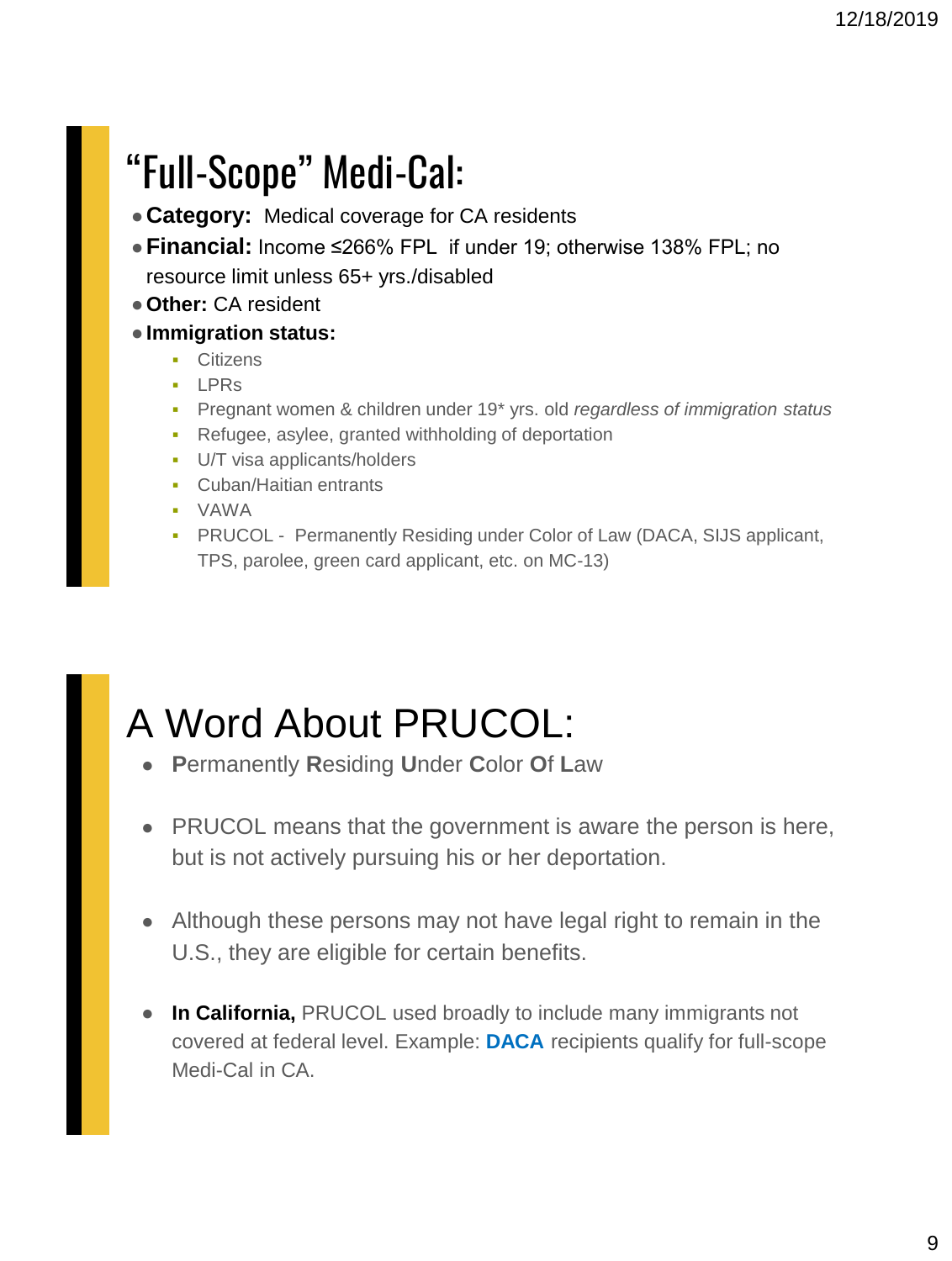# "Full-Scope" Medi-Cal:

- **Category:** Medical coverage for CA residents
- **Financial:** Income ≤266% FPL if under 19; otherwise 138% FPL; no resource limit unless 65+ yrs./disabled
- **Other:** CA resident
- **Immigration status:**
  - Citizens
  - LPRs
  - Pregnant women & children under 19* yrs. old *regardless of immigration status*
  - Refugee, asylee, granted withholding of deportation
  - U/T visa applicants/holders
  - Cuban/Haitian entrants
  - VAWA
  - PRUCOL - Permanently Residing under Color of Law (DACA, SIJS applicant, TPS, parolee, green card applicant, etc. on MC-13)

# A Word About PRUCOL:

- **P**ermanently **R**esiding **U**nder **C**olor **O**f **L**aw
- PRUCOL means that the government is aware the person is here, but is not actively pursuing his or her deportation.
- Although these persons may not have legal right to remain in the U.S., they are eligible for certain benefits.
- **In California,** PRUCOL used broadly to include many immigrants not covered at federal level. Example: **DACA** recipients qualify for full-scope Medi-Cal in CA.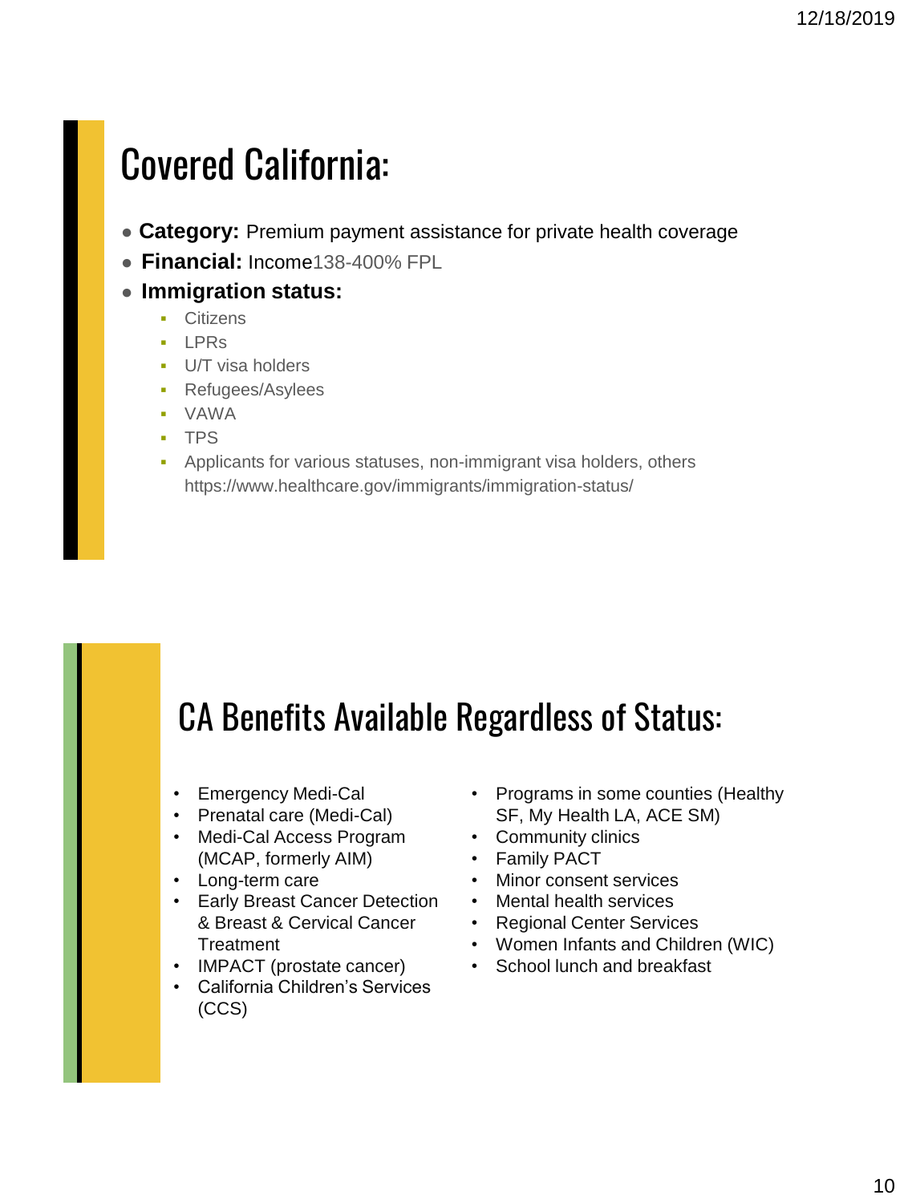## Covered California:

- **Category:** Premium payment assistance for private health coverage
- **Financial:** Income138-400% FPL
- **Immigration status:**
  - Citizens
  - LPRs
  - U/T visa holders
  - Refugees/Asylees
  - VAWA
  - TPS
  - Applicants for various statuses, non-immigrant visa holders, others https://www.healthcare.gov/immigrants/immigration-status/

## CA Benefits Available Regardless of Status:

- Emergency Medi-Cal
- Prenatal care (Medi-Cal)
- Medi-Cal Access Program (MCAP, formerly AIM)
- Long-term care
- Early Breast Cancer Detection & Breast & Cervical Cancer Treatment
- IMPACT (prostate cancer)
- California Children's Services (CCS)
- Programs in some counties (Healthy SF, My Health LA, ACE SM)
- Community clinics
- Family PACT
- Minor consent services
- Mental health services
- Regional Center Services
- Women Infants and Children (WIC)
- School lunch and breakfast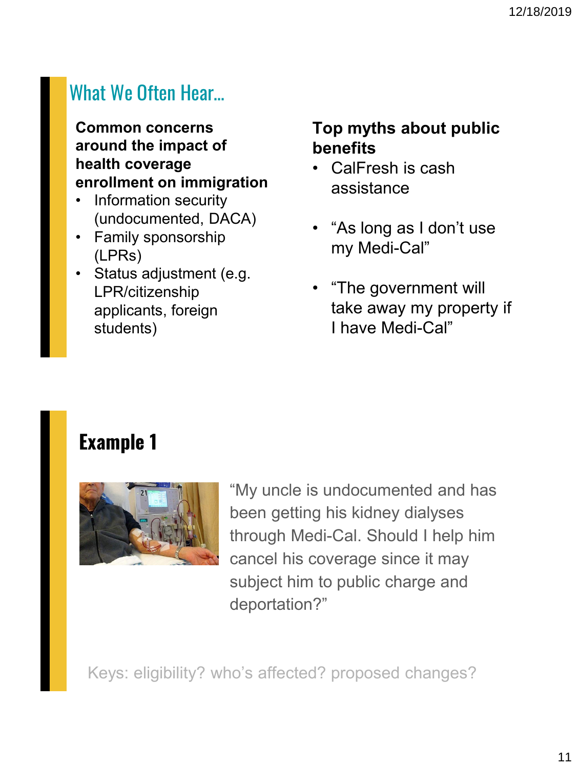## What We Often Hear…

**Common concerns around the impact of health coverage enrollment on immigration**

- Information security (undocumented, DACA)
- Family sponsorship (LPRs)
- Status adjustment (e.g. LPR/citizenship applicants, foreign students)

**Top myths about public benefits**

- CalFresh is cash assistance
- "As long as I don't use my Medi-Cal"
- "The government will take away my property if I have Medi-Cal"

## Example 1

"My uncle is undocumented and has been getting his kidney dialyses through Medi-Cal. Should I help him cancel his coverage since it may subject him to public charge and deportation?"

Keys: eligibility? who's affected? proposed changes?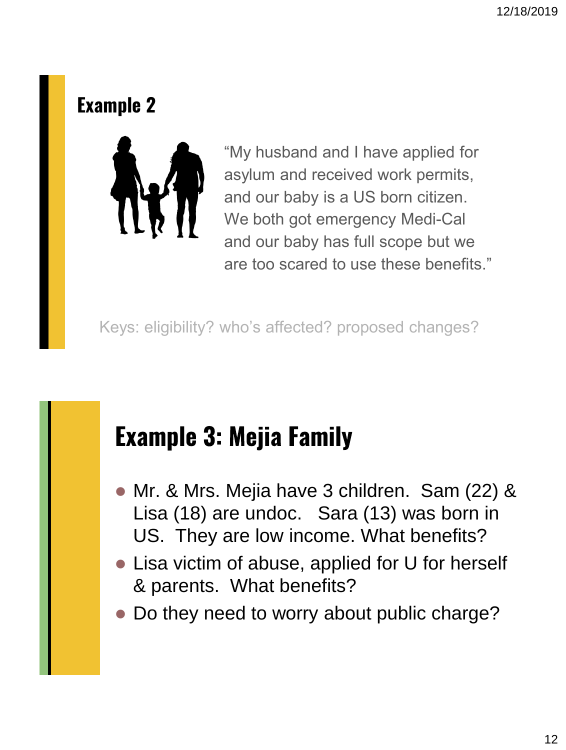## Example 2

"My husband and I have applied for asylum and received work permits, and our baby is a US born citizen. We both got emergency Medi-Cal and our baby has full scope but we are too scared to use these benefits."

Keys: eligibility? who's affected? proposed changes?

## Example 3: Mejia Family

- Mr. & Mrs. Mejia have 3 children. Sam (22) & Lisa (18) are undoc. Sara (13) was born in US. They are low income. What benefits?
- Lisa victim of abuse, applied for U for herself & parents. What benefits?
- Do they need to worry about public charge?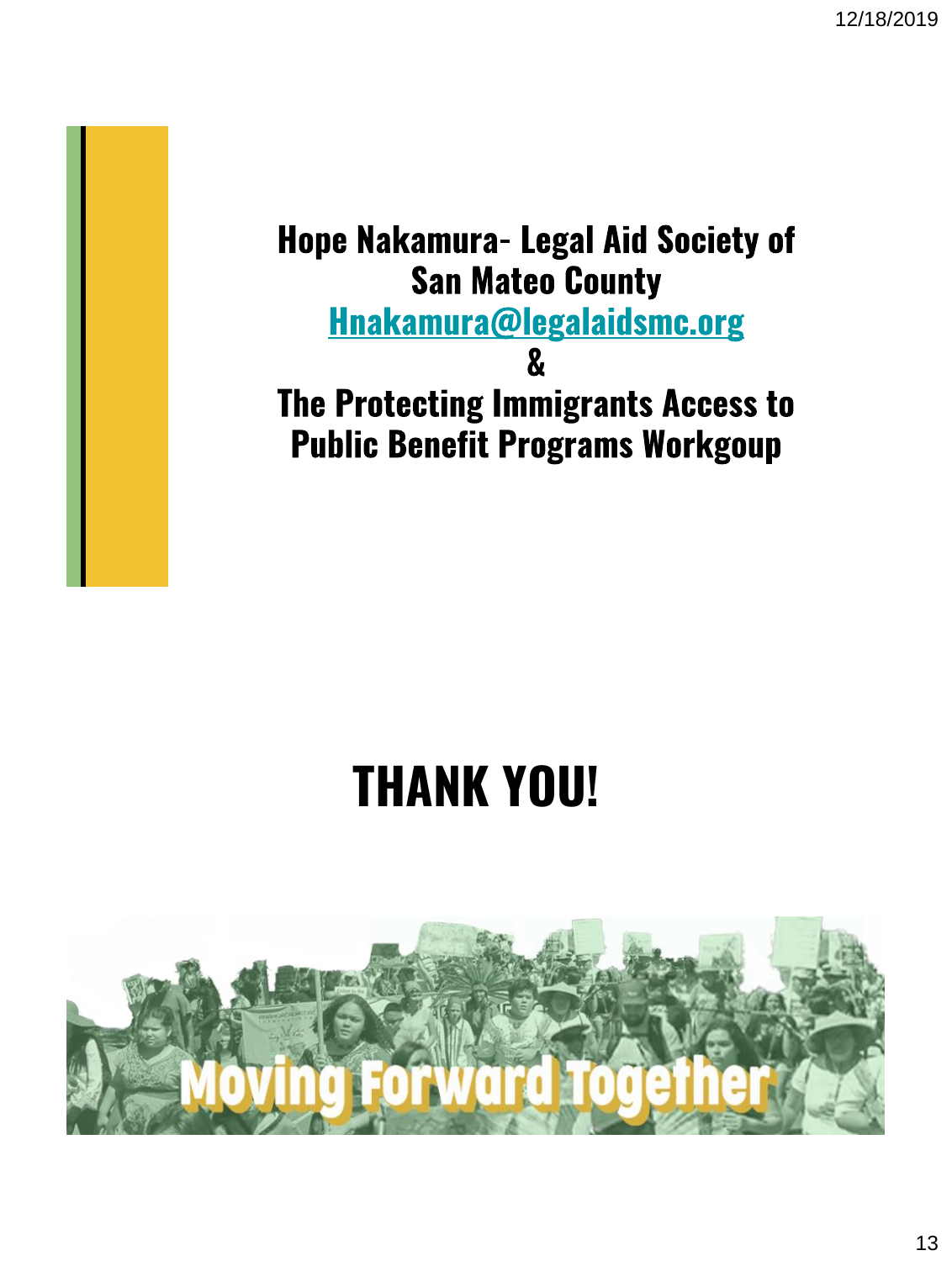**Hope Nakamura- Legal Aid Society of San Mateo County**

**Hnakamura@legalaidsmc.org**

**&**

**The Protecting Immigrants Access to Public Benefit Programs Workgoup**

# THANK YOU!

Moving Forward Together